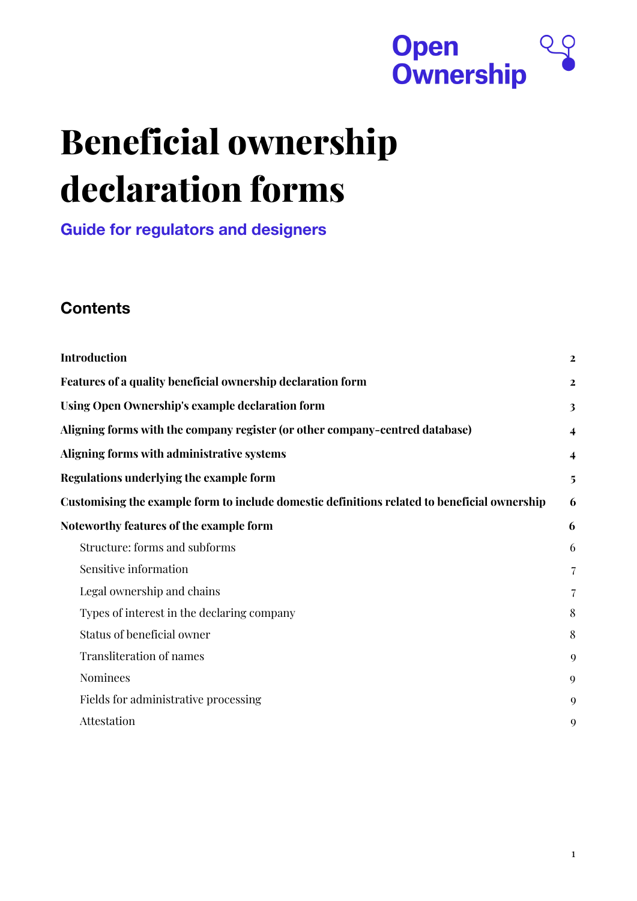Open Ownership

# Beneficial ownership declaration forms

## Guide for regulators and designers

## Contents

| | |
|---|---|
| **Introduction** | **2** |
| **Features of a quality beneficial ownership declaration form** | **2** |
| **Using Open Ownership's example declaration form** | **3** |
| **Aligning forms with the company register (or other company-centred database)** | **4** |
| **Aligning forms with administrative systems** | **4** |
| **Regulations underlying the example form** | **5** |
| **Customising the example form to include domestic definitions related to beneficial ownership** | **6** |
| **Noteworthy features of the example form** | **6** |
| Structure: forms and subforms | 6 |
| Sensitive information | 7 |
| Legal ownership and chains | 7 |
| Types of interest in the declaring company | 8 |
| Status of beneficial owner | 8 |
| Transliteration of names | 9 |
| Nominees | 9 |
| Fields for administrative processing | 9 |
| Attestation | 9 |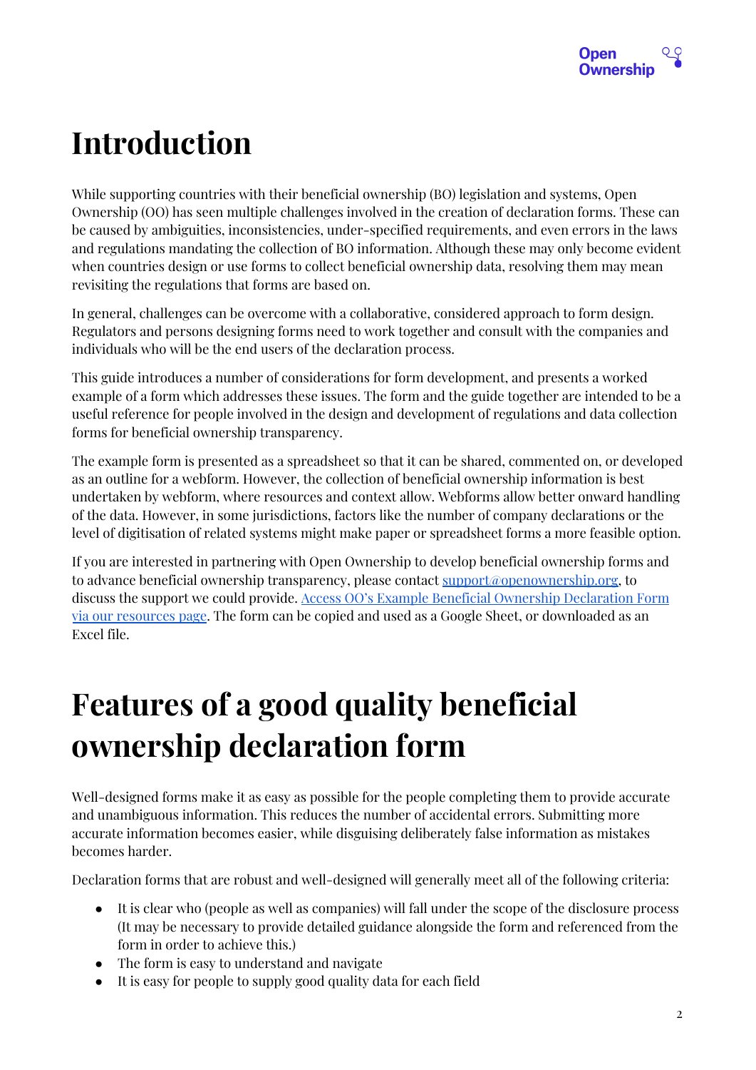# Introduction

While supporting countries with their beneficial ownership (BO) legislation and systems, Open Ownership (OO) has seen multiple challenges involved in the creation of declaration forms. These can be caused by ambiguities, inconsistencies, under-specified requirements, and even errors in the laws and regulations mandating the collection of BO information. Although these may only become evident when countries design or use forms to collect beneficial ownership data, resolving them may mean revisiting the regulations that forms are based on.

In general, challenges can be overcome with a collaborative, considered approach to form design. Regulators and persons designing forms need to work together and consult with the companies and individuals who will be the end users of the declaration process.

This guide introduces a number of considerations for form development, and presents a worked example of a form which addresses these issues. The form and the guide together are intended to be a useful reference for people involved in the design and development of regulations and data collection forms for beneficial ownership transparency.

The example form is presented as a spreadsheet so that it can be shared, commented on, or developed as an outline for a webform. However, the collection of beneficial ownership information is best undertaken by webform, where resources and context allow. Webforms allow better onward handling of the data. However, in some jurisdictions, factors like the number of company declarations or the level of digitisation of related systems might make paper or spreadsheet forms a more feasible option.

If you are interested in partnering with Open Ownership to develop beneficial ownership forms and to advance beneficial ownership transparency, please contact support@openownership.org, to discuss the support we could provide. Access OO's Example Beneficial Ownership Declaration Form via our resources page. The form can be copied and used as a Google Sheet, or downloaded as an Excel file.

# Features of a good quality beneficial ownership declaration form

Well-designed forms make it as easy as possible for the people completing them to provide accurate and unambiguous information. This reduces the number of accidental errors. Submitting more accurate information becomes easier, while disguising deliberately false information as mistakes becomes harder.

Declaration forms that are robust and well-designed will generally meet all of the following criteria:

- It is clear who (people as well as companies) will fall under the scope of the disclosure process (It may be necessary to provide detailed guidance alongside the form and referenced from the form in order to achieve this.)
- The form is easy to understand and navigate
- It is easy for people to supply good quality data for each field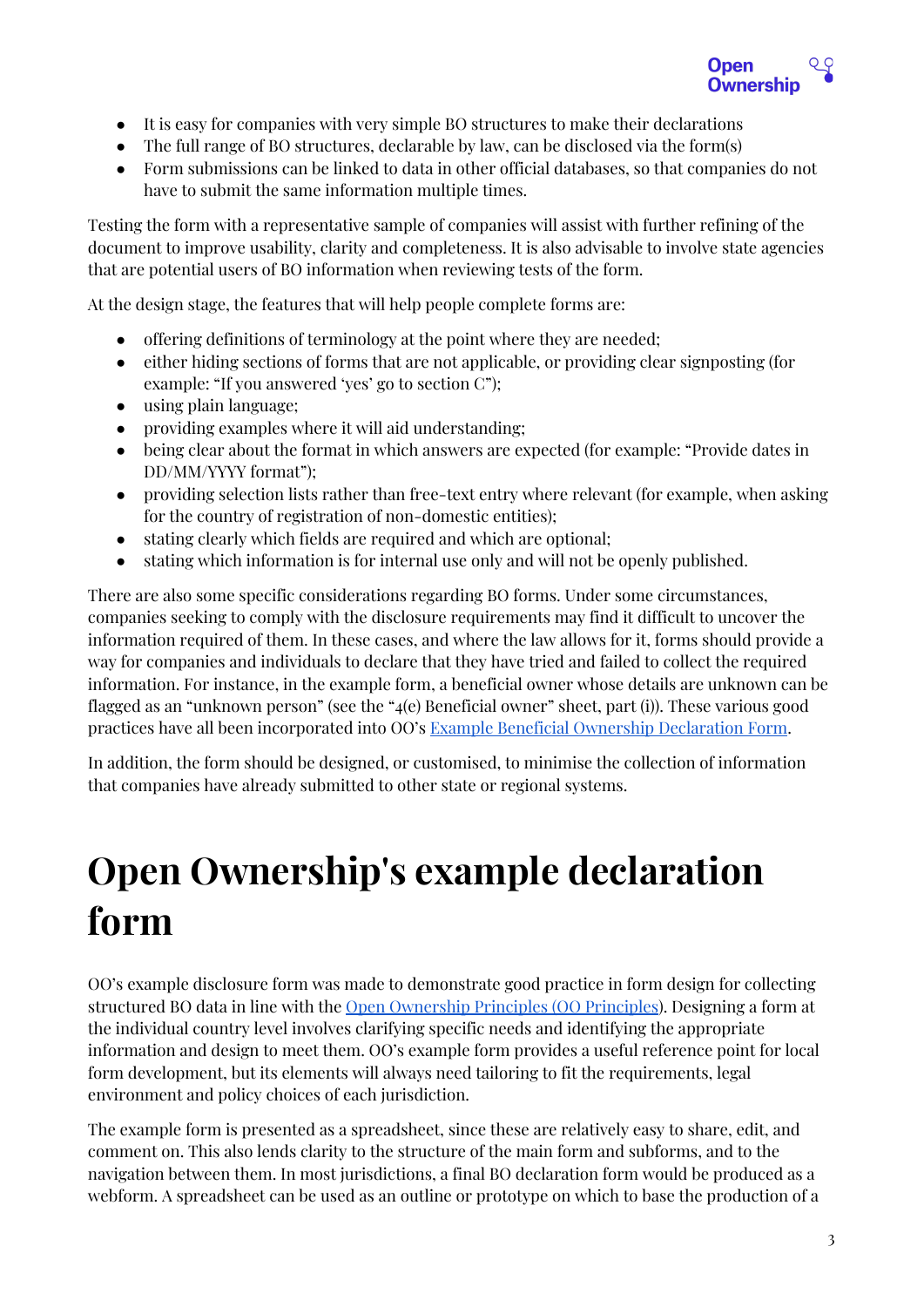- It is easy for companies with very simple BO structures to make their declarations
- The full range of BO structures, declarable by law, can be disclosed via the form(s)
- Form submissions can be linked to data in other official databases, so that companies do not have to submit the same information multiple times.

Testing the form with a representative sample of companies will assist with further refining of the document to improve usability, clarity and completeness. It is also advisable to involve state agencies that are potential users of BO information when reviewing tests of the form.

At the design stage, the features that will help people complete forms are:

- offering definitions of terminology at the point where they are needed;
- either hiding sections of forms that are not applicable, or providing clear signposting (for example: "If you answered 'yes' go to section C");
- using plain language;
- providing examples where it will aid understanding;
- being clear about the format in which answers are expected (for example: "Provide dates in DD/MM/YYYY format");
- providing selection lists rather than free-text entry where relevant (for example, when asking for the country of registration of non-domestic entities);
- stating clearly which fields are required and which are optional;
- stating which information is for internal use only and will not be openly published.

There are also some specific considerations regarding BO forms. Under some circumstances, companies seeking to comply with the disclosure requirements may find it difficult to uncover the information required of them. In these cases, and where the law allows for it, forms should provide a way for companies and individuals to declare that they have tried and failed to collect the required information. For instance, in the example form, a beneficial owner whose details are unknown can be flagged as an "unknown person" (see the "4(c) Beneficial owner" sheet, part (i)). These various good practices have all been incorporated into OO's [Example Beneficial Ownership Declaration Form](#).

In addition, the form should be designed, or customised, to minimise the collection of information that companies have already submitted to other state or regional systems.

# Open Ownership's example declaration form

OO's example disclosure form was made to demonstrate good practice in form design for collecting structured BO data in line with the [Open Ownership Principles (OO Principles)](#). Designing a form at the individual country level involves clarifying specific needs and identifying the appropriate information and design to meet them. OO's example form provides a useful reference point for local form development, but its elements will always need tailoring to fit the requirements, legal environment and policy choices of each jurisdiction.

The example form is presented as a spreadsheet, since these are relatively easy to share, edit, and comment on. This also lends clarity to the structure of the main form and subforms, and to the navigation between them. In most jurisdictions, a final BO declaration form would be produced as a webform. A spreadsheet can be used as an outline or prototype on which to base the production of a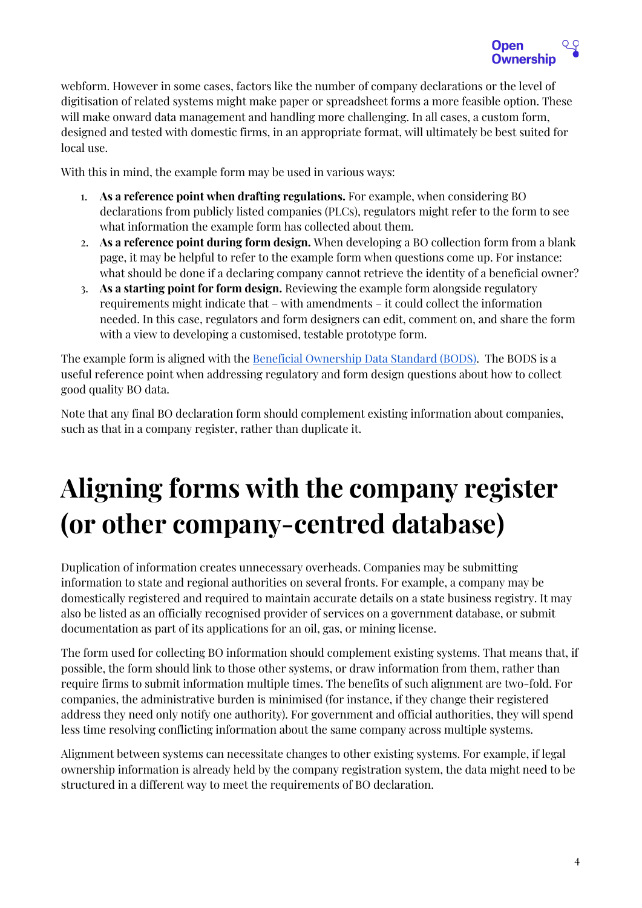webform. However in some cases, factors like the number of company declarations or the level of digitisation of related systems might make paper or spreadsheet forms a more feasible option. These will make onward data management and handling more challenging. In all cases, a custom form, designed and tested with domestic firms, in an appropriate format, will ultimately be best suited for local use.

With this in mind, the example form may be used in various ways:

1. **As a reference point when drafting regulations.** For example, when considering BO declarations from publicly listed companies (PLCs), regulators might refer to the form to see what information the example form has collected about them.
2. **As a reference point during form design.** When developing a BO collection form from a blank page, it may be helpful to refer to the example form when questions come up. For instance: what should be done if a declaring company cannot retrieve the identity of a beneficial owner?
3. **As a starting point for form design.** Reviewing the example form alongside regulatory requirements might indicate that – with amendments – it could collect the information needed. In this case, regulators and form designers can edit, comment on, and share the form with a view to developing a customised, testable prototype form.

The example form is aligned with the [Beneficial Ownership Data Standard (BODS)](). The BODS is a useful reference point when addressing regulatory and form design questions about how to collect good quality BO data.

Note that any final BO declaration form should complement existing information about companies, such as that in a company register, rather than duplicate it.

# Aligning forms with the company register (or other company-centred database)

Duplication of information creates unnecessary overheads. Companies may be submitting information to state and regional authorities on several fronts. For example, a company may be domestically registered and required to maintain accurate details on a state business registry. It may also be listed as an officially recognised provider of services on a government database, or submit documentation as part of its applications for an oil, gas, or mining license.

The form used for collecting BO information should complement existing systems. That means that, if possible, the form should link to those other systems, or draw information from them, rather than require firms to submit information multiple times. The benefits of such alignment are two-fold. For companies, the administrative burden is minimised (for instance, if they change their registered address they need only notify one authority). For government and official authorities, they will spend less time resolving conflicting information about the same company across multiple systems.

Alignment between systems can necessitate changes to other existing systems. For example, if legal ownership information is already held by the company registration system, the data might need to be structured in a different way to meet the requirements of BO declaration.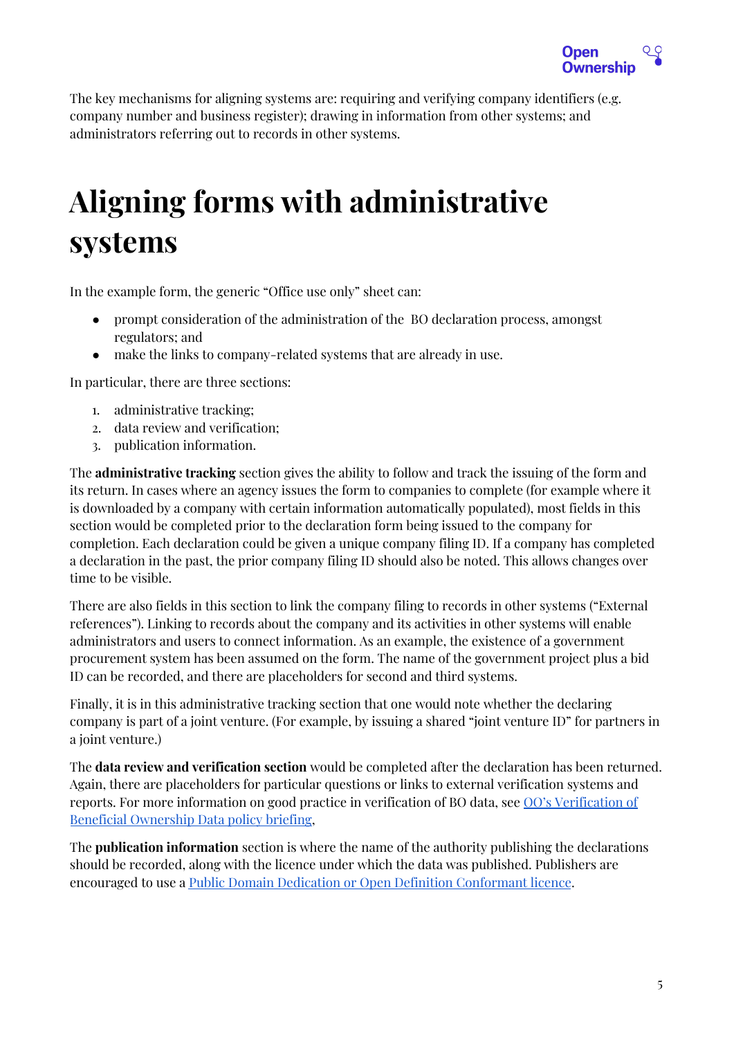The key mechanisms for aligning systems are: requiring and verifying company identifiers (e.g. company number and business register); drawing in information from other systems; and administrators referring out to records in other systems.

# Aligning forms with administrative systems

In the example form, the generic "Office use only" sheet can:

- prompt consideration of the administration of the BO declaration process, amongst regulators; and
- make the links to company-related systems that are already in use.

In particular, there are three sections:

1. administrative tracking;
2. data review and verification;
3. publication information.

The **administrative tracking** section gives the ability to follow and track the issuing of the form and its return. In cases where an agency issues the form to companies to complete (for example where it is downloaded by a company with certain information automatically populated), most fields in this section would be completed prior to the declaration form being issued to the company for completion. Each declaration could be given a unique company filing ID. If a company has completed a declaration in the past, the prior company filing ID should also be noted. This allows changes over time to be visible.

There are also fields in this section to link the company filing to records in other systems ("External references"). Linking to records about the company and its activities in other systems will enable administrators and users to connect information. As an example, the existence of a government procurement system has been assumed on the form. The name of the government project plus a bid ID can be recorded, and there are placeholders for second and third systems.

Finally, it is in this administrative tracking section that one would note whether the declaring company is part of a joint venture. (For example, by issuing a shared "joint venture ID" for partners in a joint venture.)

The **data review and verification section** would be completed after the declaration has been returned. Again, there are placeholders for particular questions or links to external verification systems and reports. For more information on good practice in verification of BO data, see OO's Verification of Beneficial Ownership Data policy briefing,

The **publication information** section is where the name of the authority publishing the declarations should be recorded, along with the licence under which the data was published. Publishers are encouraged to use a Public Domain Dedication or Open Definition Conformant licence.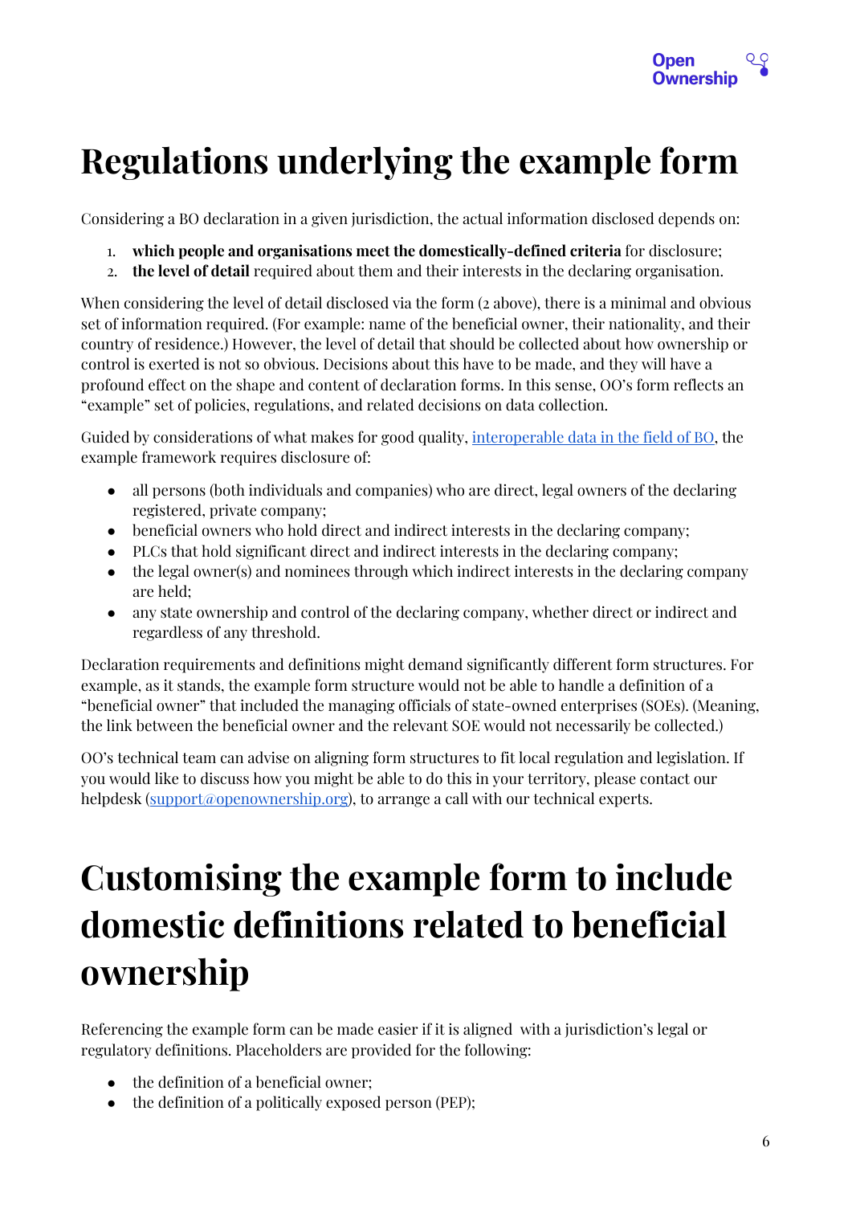# Regulations underlying the example form

Considering a BO declaration in a given jurisdiction, the actual information disclosed depends on:

1. **which people and organisations meet the domestically-defined criteria** for disclosure;
2. **the level of detail** required about them and their interests in the declaring organisation.

When considering the level of detail disclosed via the form (2 above), there is a minimal and obvious set of information required. (For example: name of the beneficial owner, their nationality, and their country of residence.) However, the level of detail that should be collected about how ownership or control is exerted is not so obvious. Decisions about this have to be made, and they will have a profound effect on the shape and content of declaration forms. In this sense, OO's form reflects an "example" set of policies, regulations, and related decisions on data collection.

Guided by considerations of what makes for good quality, [interoperable data in the field of BO](), the example framework requires disclosure of:

- all persons (both individuals and companies) who are direct, legal owners of the declaring registered, private company;
- beneficial owners who hold direct and indirect interests in the declaring company;
- PLCs that hold significant direct and indirect interests in the declaring company;
- the legal owner(s) and nominees through which indirect interests in the declaring company are held;
- any state ownership and control of the declaring company, whether direct or indirect and regardless of any threshold.

Declaration requirements and definitions might demand significantly different form structures. For example, as it stands, the example form structure would not be able to handle a definition of a "beneficial owner" that included the managing officials of state-owned enterprises (SOEs). (Meaning, the link between the beneficial owner and the relevant SOE would not necessarily be collected.)

OO's technical team can advise on aligning form structures to fit local regulation and legislation. If you would like to discuss how you might be able to do this in your territory, please contact our helpdesk (support@openownership.org), to arrange a call with our technical experts.

# Customising the example form to include domestic definitions related to beneficial ownership

Referencing the example form can be made easier if it is aligned with a jurisdiction's legal or regulatory definitions. Placeholders are provided for the following:

- the definition of a beneficial owner;
- the definition of a politically exposed person (PEP);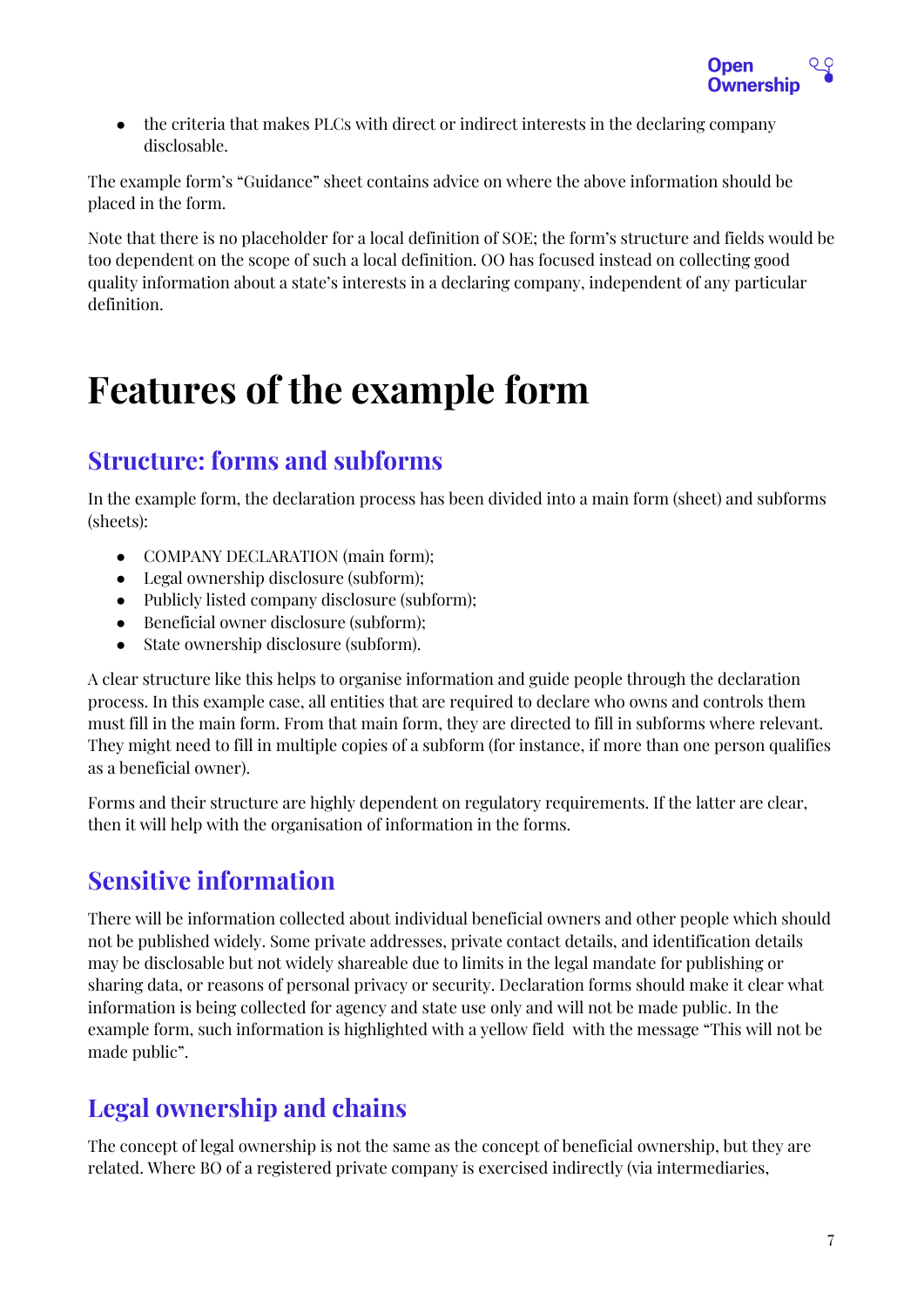- the criteria that makes PLCs with direct or indirect interests in the declaring company disclosable.

The example form's "Guidance" sheet contains advice on where the above information should be placed in the form.

Note that there is no placeholder for a local definition of SOE; the form's structure and fields would be too dependent on the scope of such a local definition. OO has focused instead on collecting good quality information about a state's interests in a declaring company, independent of any particular definition.

# Features of the example form

## Structure: forms and subforms

In the example form, the declaration process has been divided into a main form (sheet) and subforms (sheets):

- COMPANY DECLARATION (main form);
- Legal ownership disclosure (subform);
- Publicly listed company disclosure (subform);
- Beneficial owner disclosure (subform);
- State ownership disclosure (subform).

A clear structure like this helps to organise information and guide people through the declaration process. In this example case, all entities that are required to declare who owns and controls them must fill in the main form. From that main form, they are directed to fill in subforms where relevant. They might need to fill in multiple copies of a subform (for instance, if more than one person qualifies as a beneficial owner).

Forms and their structure are highly dependent on regulatory requirements. If the latter are clear, then it will help with the organisation of information in the forms.

## Sensitive information

There will be information collected about individual beneficial owners and other people which should not be published widely. Some private addresses, private contact details, and identification details may be disclosable but not widely shareable due to limits in the legal mandate for publishing or sharing data, or reasons of personal privacy or security. Declaration forms should make it clear what information is being collected for agency and state use only and will not be made public. In the example form, such information is highlighted with a yellow field with the message "This will not be made public".

## Legal ownership and chains

The concept of legal ownership is not the same as the concept of beneficial ownership, but they are related. Where BO of a registered private company is exercised indirectly (via intermediaries,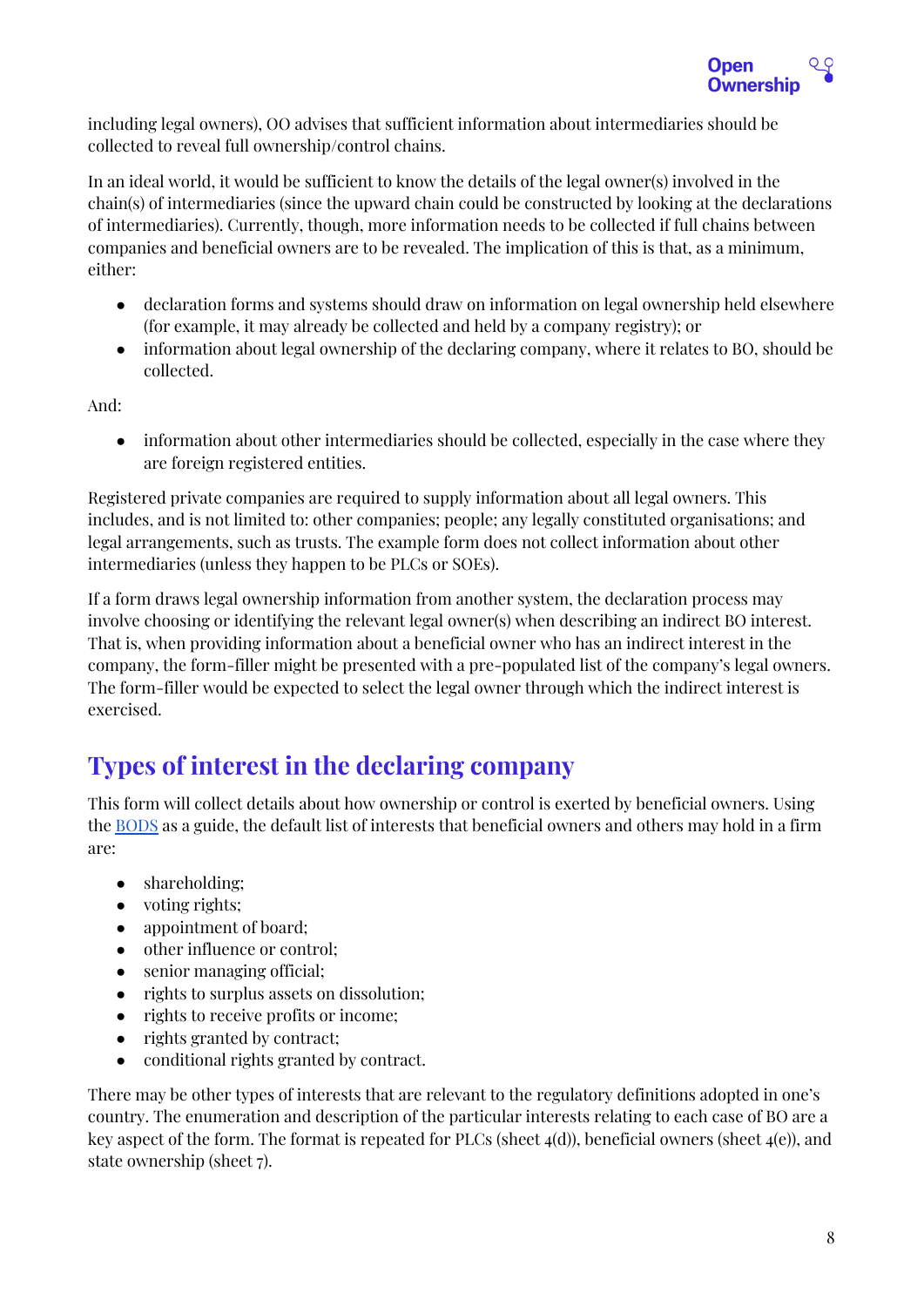including legal owners), OO advises that sufficient information about intermediaries should be collected to reveal full ownership/control chains.

In an ideal world, it would be sufficient to know the details of the legal owner(s) involved in the chain(s) of intermediaries (since the upward chain could be constructed by looking at the declarations of intermediaries). Currently, though, more information needs to be collected if full chains between companies and beneficial owners are to be revealed. The implication of this is that, as a minimum, either:

- declaration forms and systems should draw on information on legal ownership held elsewhere (for example, it may already be collected and held by a company registry); or
- information about legal ownership of the declaring company, where it relates to BO, should be collected.

And:

- information about other intermediaries should be collected, especially in the case where they are foreign registered entities.

Registered private companies are required to supply information about all legal owners. This includes, and is not limited to: other companies; people; any legally constituted organisations; and legal arrangements, such as trusts. The example form does not collect information about other intermediaries (unless they happen to be PLCs or SOEs).

If a form draws legal ownership information from another system, the declaration process may involve choosing or identifying the relevant legal owner(s) when describing an indirect BO interest. That is, when providing information about a beneficial owner who has an indirect interest in the company, the form-filler might be presented with a pre-populated list of the company's legal owners. The form-filler would be expected to select the legal owner through which the indirect interest is exercised.

## Types of interest in the declaring company

This form will collect details about how ownership or control is exerted by beneficial owners. Using the BODS as a guide, the default list of interests that beneficial owners and others may hold in a firm are:

- shareholding;
- voting rights;
- appointment of board;
- other influence or control;
- senior managing official;
- rights to surplus assets on dissolution;
- rights to receive profits or income;
- rights granted by contract;
- conditional rights granted by contract.

There may be other types of interests that are relevant to the regulatory definitions adopted in one's country. The enumeration and description of the particular interests relating to each case of BO are a key aspect of the form. The format is repeated for PLCs (sheet 4(d)), beneficial owners (sheet 4(e)), and state ownership (sheet 7).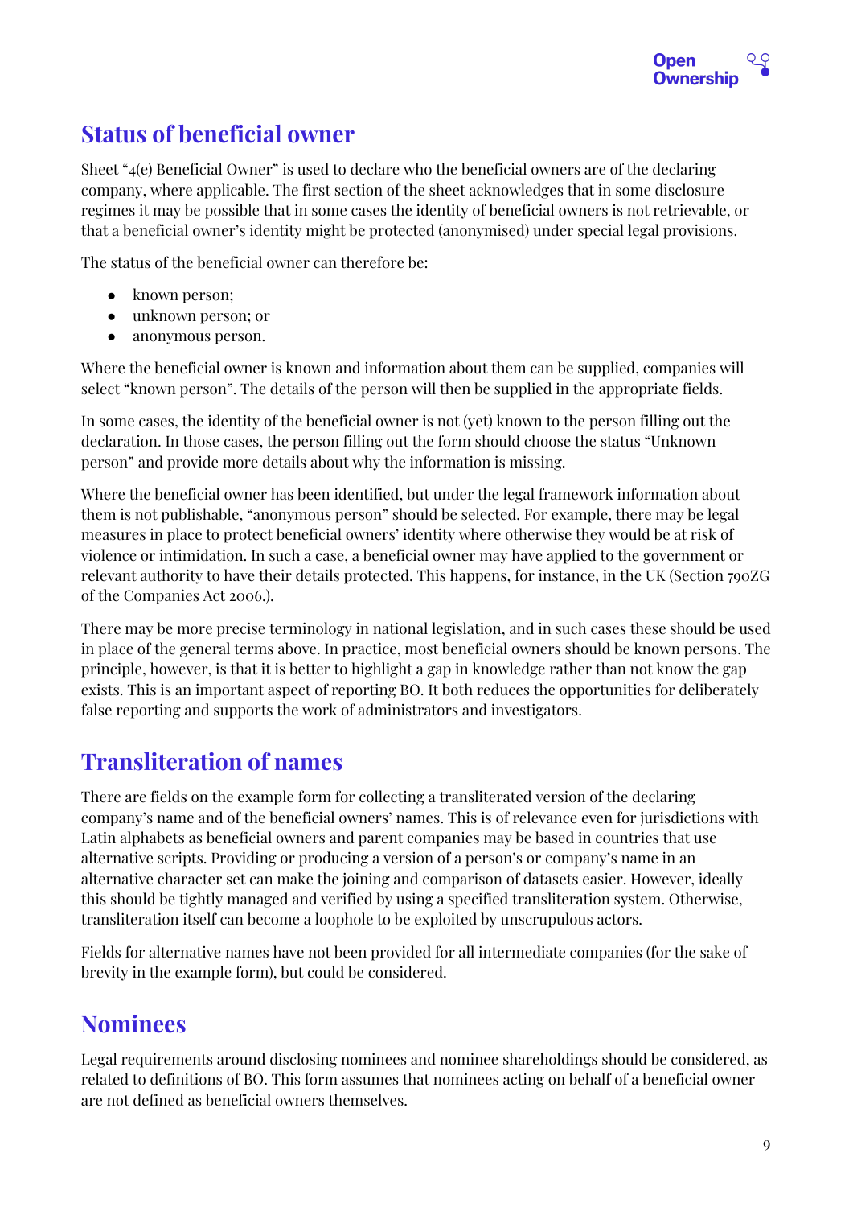## Status of beneficial owner

Sheet "4(e) Beneficial Owner" is used to declare who the beneficial owners are of the declaring company, where applicable. The first section of the sheet acknowledges that in some disclosure regimes it may be possible that in some cases the identity of beneficial owners is not retrievable, or that a beneficial owner's identity might be protected (anonymised) under special legal provisions.

The status of the beneficial owner can therefore be:

- known person;
- unknown person; or
- anonymous person.

Where the beneficial owner is known and information about them can be supplied, companies will select "known person". The details of the person will then be supplied in the appropriate fields.

In some cases, the identity of the beneficial owner is not (yet) known to the person filling out the declaration. In those cases, the person filling out the form should choose the status "Unknown person" and provide more details about why the information is missing.

Where the beneficial owner has been identified, but under the legal framework information about them is not publishable, "anonymous person" should be selected. For example, there may be legal measures in place to protect beneficial owners' identity where otherwise they would be at risk of violence or intimidation. In such a case, a beneficial owner may have applied to the government or relevant authority to have their details protected. This happens, for instance, in the UK (Section 790ZG of the Companies Act 2006.).

There may be more precise terminology in national legislation, and in such cases these should be used in place of the general terms above. In practice, most beneficial owners should be known persons. The principle, however, is that it is better to highlight a gap in knowledge rather than not know the gap exists. This is an important aspect of reporting BO. It both reduces the opportunities for deliberately false reporting and supports the work of administrators and investigators.

## Transliteration of names

There are fields on the example form for collecting a transliterated version of the declaring company's name and of the beneficial owners' names. This is of relevance even for jurisdictions with Latin alphabets as beneficial owners and parent companies may be based in countries that use alternative scripts. Providing or producing a version of a person's or company's name in an alternative character set can make the joining and comparison of datasets easier. However, ideally this should be tightly managed and verified by using a specified transliteration system. Otherwise, transliteration itself can become a loophole to be exploited by unscrupulous actors.

Fields for alternative names have not been provided for all intermediate companies (for the sake of brevity in the example form), but could be considered.

## Nominees

Legal requirements around disclosing nominees and nominee shareholdings should be considered, as related to definitions of BO. This form assumes that nominees acting on behalf of a beneficial owner are not defined as beneficial owners themselves.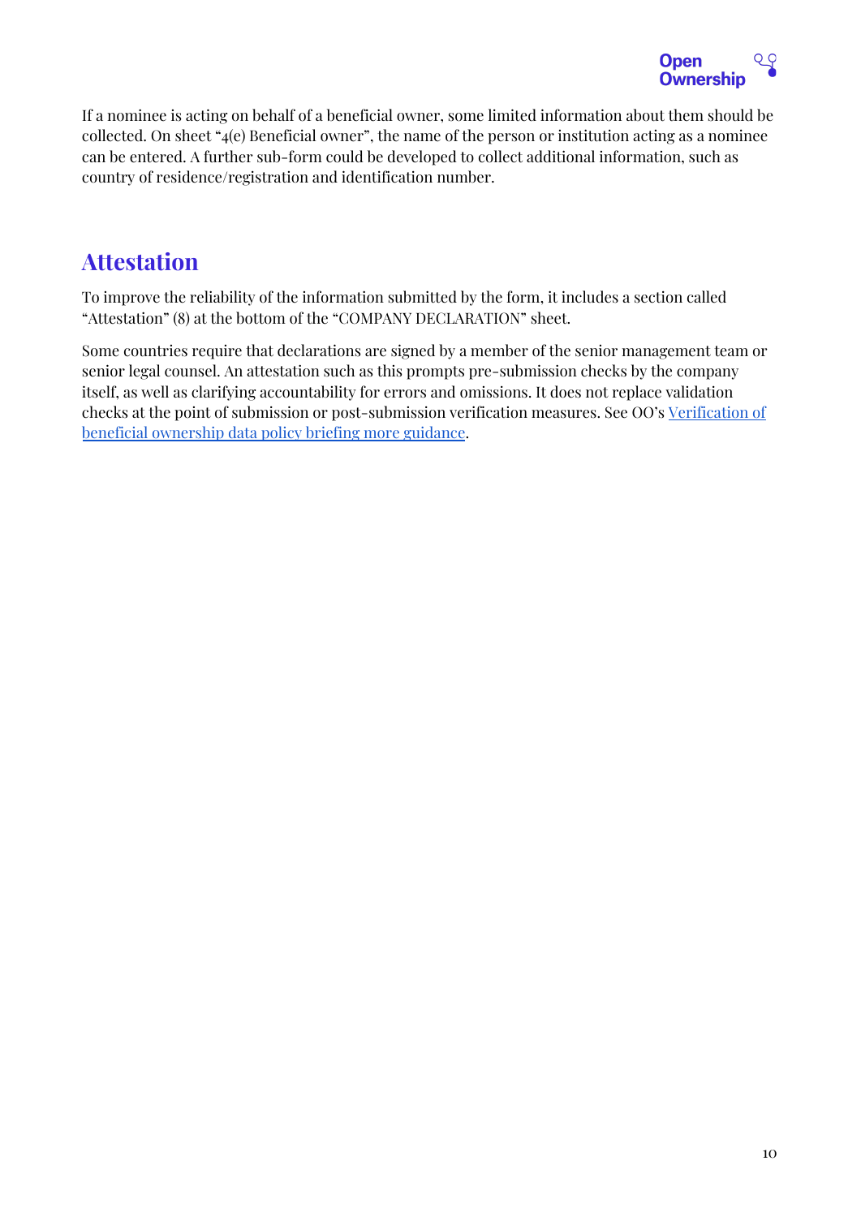If a nominee is acting on behalf of a beneficial owner, some limited information about them should be collected. On sheet "4(e) Beneficial owner", the name of the person or institution acting as a nominee can be entered. A further sub-form could be developed to collect additional information, such as country of residence/registration and identification number.

## Attestation

To improve the reliability of the information submitted by the form, it includes a section called "Attestation" (8) at the bottom of the "COMPANY DECLARATION" sheet.

Some countries require that declarations are signed by a member of the senior management team or senior legal counsel. An attestation such as this prompts pre-submission checks by the company itself, as well as clarifying accountability for errors and omissions. It does not replace validation checks at the point of submission or post-submission verification measures. See OO's Verification of beneficial ownership data policy briefing more guidance.